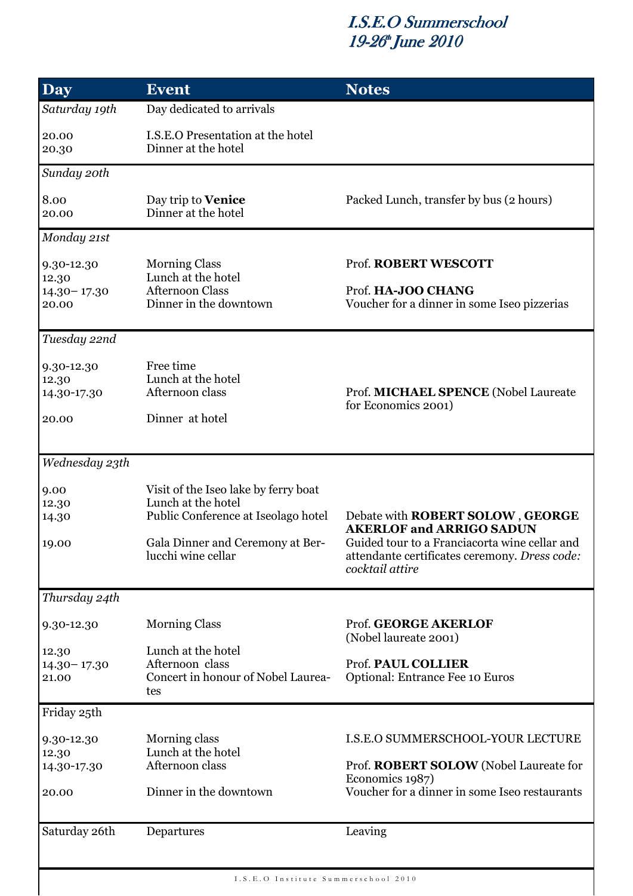# I.S.E.O Summerschool
# 19-26th June 2010

| Day | Event | Notes |
|---|---|---|
| *Saturday 19th* | Day dedicated to arrivals | |
| 20.00 | I.S.E.O Presentation at the hotel | |
| 20.30 | Dinner at the hotel | |
| *Sunday 20th* | | |
| 8.00 | Day trip to **Venice** | Packed Lunch, transfer by bus (2 hours) |
| 20.00 | Dinner at the hotel | |
| *Monday 21st* | | |
| 9.30-12.30 | Morning Class | Prof. **ROBERT WESCOTT** |
| 12.30 | Lunch at the hotel | |
| 14.30– 17.30 | Afternoon Class | Prof. **HA-JOO CHANG** |
| 20.00 | Dinner in the downtown | Voucher for a dinner in some Iseo pizzerias |
| *Tuesday 22nd* | | |
| 9.30-12.30 | Free time | |
| 12.30 | Lunch at the hotel | |
| 14.30-17.30 | Afternoon class | Prof. **MICHAEL SPENCE** (Nobel Laureate for Economics 2001) |
| 20.00 | Dinner at hotel | |
| *Wednesday 23th* | | |
| 9.00 | Visit of the Iseo lake by ferry boat | |
| 12.30 | Lunch at the hotel | |
| 14.30 | Public Conference at Iseolago hotel | Debate with **ROBERT SOLOW** , **GEORGE AKERLOF and ARRIGO SADUN** |
| 19.00 | Gala Dinner and Ceremony at Berlucchi wine cellar | Guided tour to a Franciacorta wine cellar and attendante certificates ceremony. *Dress code: cocktail attire* |
| *Thursday 24th* | | |
| 9.30-12.30 | Morning Class | Prof. **GEORGE AKERLOF** (Nobel laureate 2001) |
| 12.30 | Lunch at the hotel | |
| 14.30– 17.30 | Afternoon class | Prof. **PAUL COLLIER** |
| 21.00 | Concert in honour of Nobel Laureates | Optional: Entrance Fee 10 Euros |
| Friday 25th | | |
| 9.30-12.30 | Morning class | I.S.E.O SUMMERSCHOOL-YOUR LECTURE |
| 12.30 | Lunch at the hotel | |
| 14.30-17.30 | Afternoon class | Prof. **ROBERT SOLOW** (Nobel Laureate for Economics 1987) |
| 20.00 | Dinner in the downtown | Voucher for a dinner in some Iseo restaurants |
| Saturday 26th | Departures | Leaving |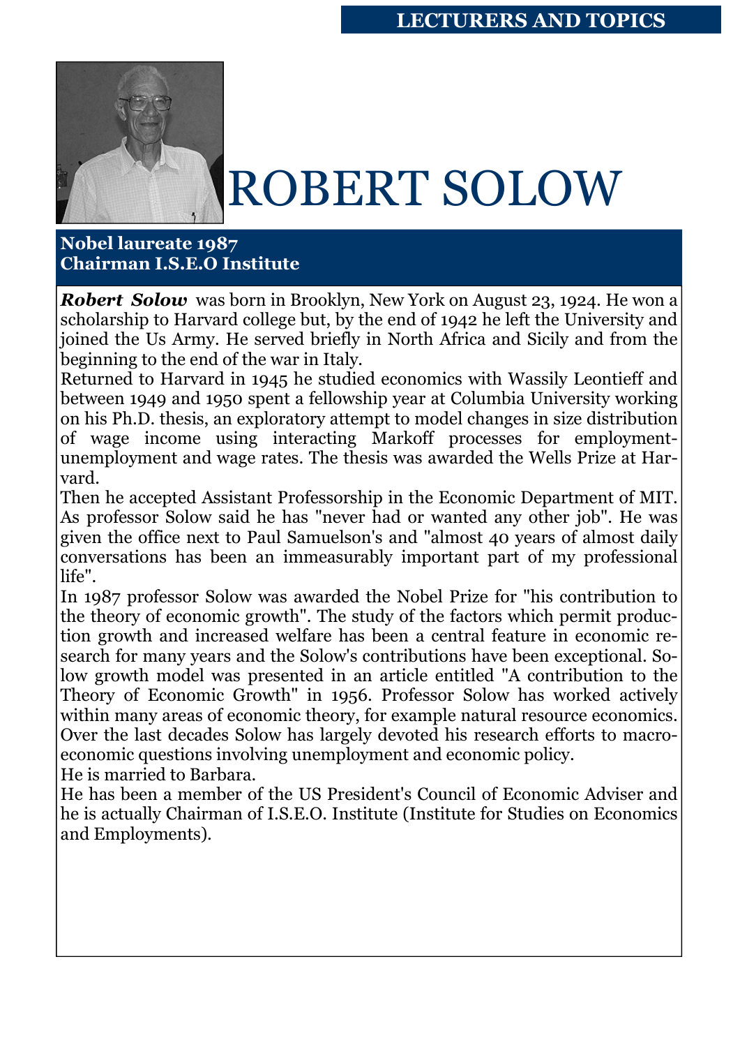# ROBERT SOLOW

**Nobel laureate 1987**
**Chairman I.S.E.O Institute**

***Robert Solow*** was born in Brooklyn, New York on August 23, 1924. He won a scholarship to Harvard college but, by the end of 1942 he left the University and joined the Us Army. He served briefly in North Africa and Sicily and from the beginning to the end of the war in Italy.

Returned to Harvard in 1945 he studied economics with Wassily Leontieff and between 1949 and 1950 spent a fellowship year at Columbia University working on his Ph.D. thesis, an exploratory attempt to model changes in size distribution of wage income using interacting Markoff processes for employment-unemployment and wage rates. The thesis was awarded the Wells Prize at Harvard.

Then he accepted Assistant Professorship in the Economic Department of MIT. As professor Solow said he has "never had or wanted any other job". He was given the office next to Paul Samuelson's and "almost 40 years of almost daily conversations has been an immeasurably important part of my professional life".

In 1987 professor Solow was awarded the Nobel Prize for "his contribution to the theory of economic growth". The study of the factors which permit production growth and increased welfare has been a central feature in economic research for many years and the Solow's contributions have been exceptional. Solow growth model was presented in an article entitled "A contribution to the Theory of Economic Growth" in 1956. Professor Solow has worked actively within many areas of economic theory, for example natural resource economics. Over the last decades Solow has largely devoted his research efforts to macroeconomic questions involving unemployment and economic policy.

He is married to Barbara.

He has been a member of the US President's Council of Economic Adviser and he is actually Chairman of I.S.E.O. Institute (Institute for Studies on Economics and Employments).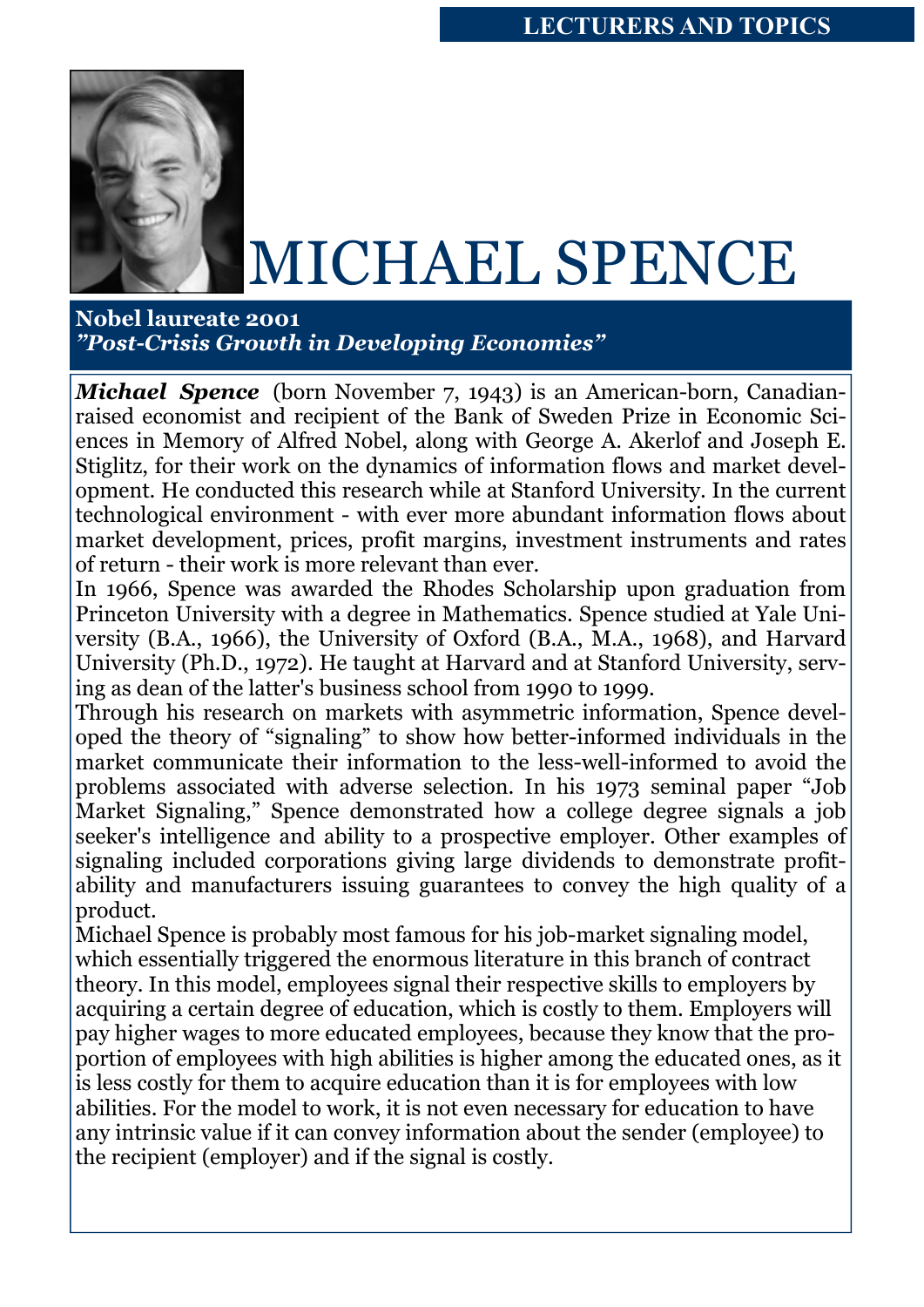# MICHAEL SPENCE

**Nobel laureate 2001**
***"Post-Crisis Growth in Developing Economies"***

***Michael Spence*** (born November 7, 1943) is an American-born, Canadian-raised economist and recipient of the Bank of Sweden Prize in Economic Sciences in Memory of Alfred Nobel, along with George A. Akerlof and Joseph E. Stiglitz, for their work on the dynamics of information flows and market development. He conducted this research while at Stanford University. In the current technological environment - with ever more abundant information flows about market development, prices, profit margins, investment instruments and rates of return - their work is more relevant than ever.

In 1966, Spence was awarded the Rhodes Scholarship upon graduation from Princeton University with a degree in Mathematics. Spence studied at Yale University (B.A., 1966), the University of Oxford (B.A., M.A., 1968), and Harvard University (Ph.D., 1972). He taught at Harvard and at Stanford University, serving as dean of the latter's business school from 1990 to 1999.

Through his research on markets with asymmetric information, Spence developed the theory of "signaling" to show how better-informed individuals in the market communicate their information to the less-well-informed to avoid the problems associated with adverse selection. In his 1973 seminal paper "Job Market Signaling," Spence demonstrated how a college degree signals a job seeker's intelligence and ability to a prospective employer. Other examples of signaling included corporations giving large dividends to demonstrate profitability and manufacturers issuing guarantees to convey the high quality of a product.

Michael Spence is probably most famous for his job-market signaling model, which essentially triggered the enormous literature in this branch of contract theory. In this model, employees signal their respective skills to employers by acquiring a certain degree of education, which is costly to them. Employers will pay higher wages to more educated employees, because they know that the proportion of employees with high abilities is higher among the educated ones, as it is less costly for them to acquire education than it is for employees with low abilities. For the model to work, it is not even necessary for education to have any intrinsic value if it can convey information about the sender (employee) to the recipient (employer) and if the signal is costly.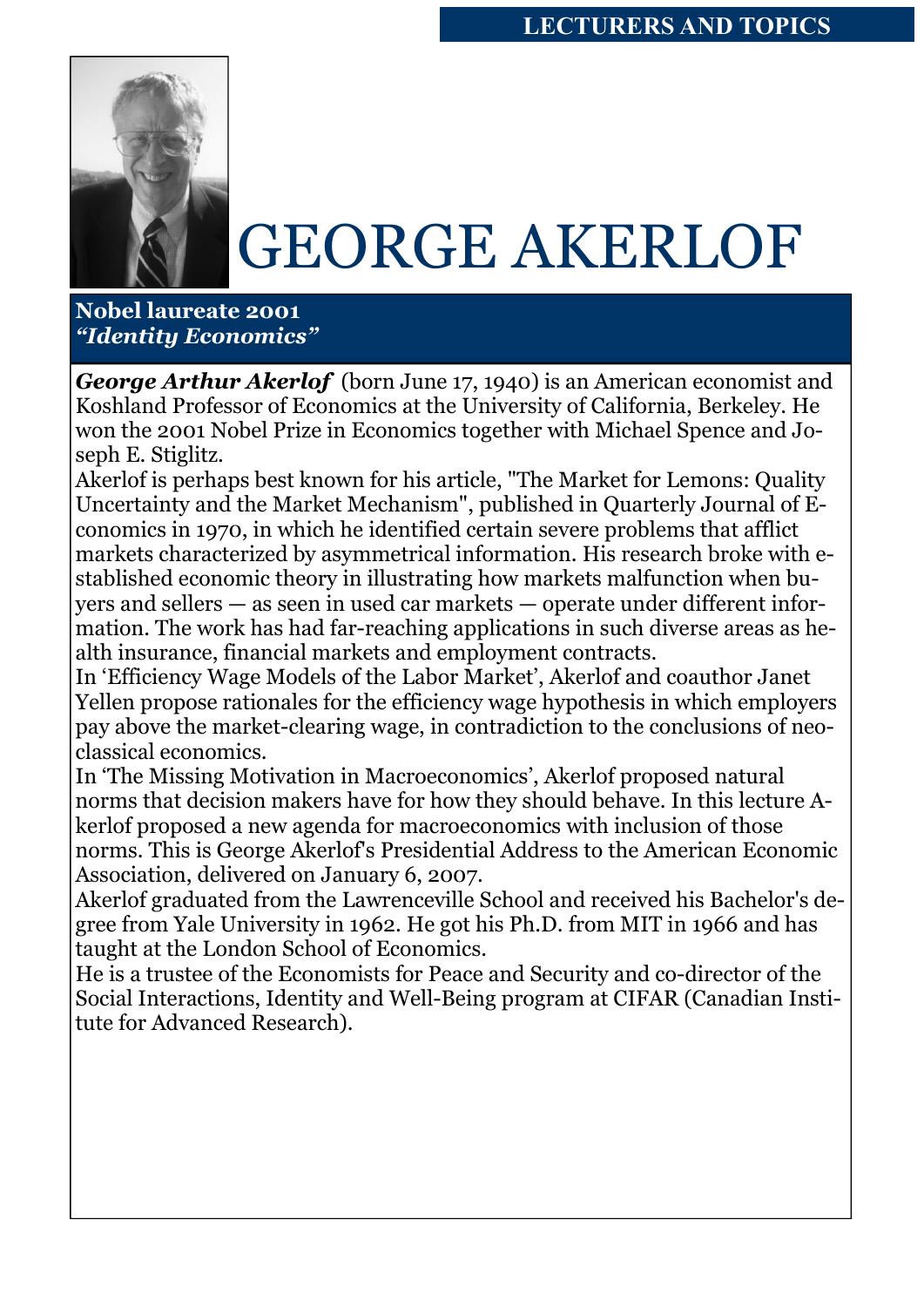# GEORGE AKERLOF

**Nobel laureate 2001**
***"Identity Economics"***

***George Arthur Akerlof*** (born June 17, 1940) is an American economist and Koshland Professor of Economics at the University of California, Berkeley. He won the 2001 Nobel Prize in Economics together with Michael Spence and Joseph E. Stiglitz.

Akerlof is perhaps best known for his article, "The Market for Lemons: Quality Uncertainty and the Market Mechanism", published in Quarterly Journal of Economics in 1970, in which he identified certain severe problems that afflict markets characterized by asymmetrical information. His research broke with established economic theory in illustrating how markets malfunction when buyers and sellers — as seen in used car markets — operate under different information. The work has had far-reaching applications in such diverse areas as health insurance, financial markets and employment contracts.

In 'Efficiency Wage Models of the Labor Market', Akerlof and coauthor Janet Yellen propose rationales for the efficiency wage hypothesis in which employers pay above the market-clearing wage, in contradiction to the conclusions of neoclassical economics.

In 'The Missing Motivation in Macroeconomics', Akerlof proposed natural norms that decision makers have for how they should behave. In this lecture Akerlof proposed a new agenda for macroeconomics with inclusion of those norms. This is George Akerlof's Presidential Address to the American Economic Association, delivered on January 6, 2007.

Akerlof graduated from the Lawrenceville School and received his Bachelor's degree from Yale University in 1962. He got his Ph.D. from MIT in 1966 and has taught at the London School of Economics.

He is a trustee of the Economists for Peace and Security and co-director of the Social Interactions, Identity and Well-Being program at CIFAR (Canadian Institute for Advanced Research).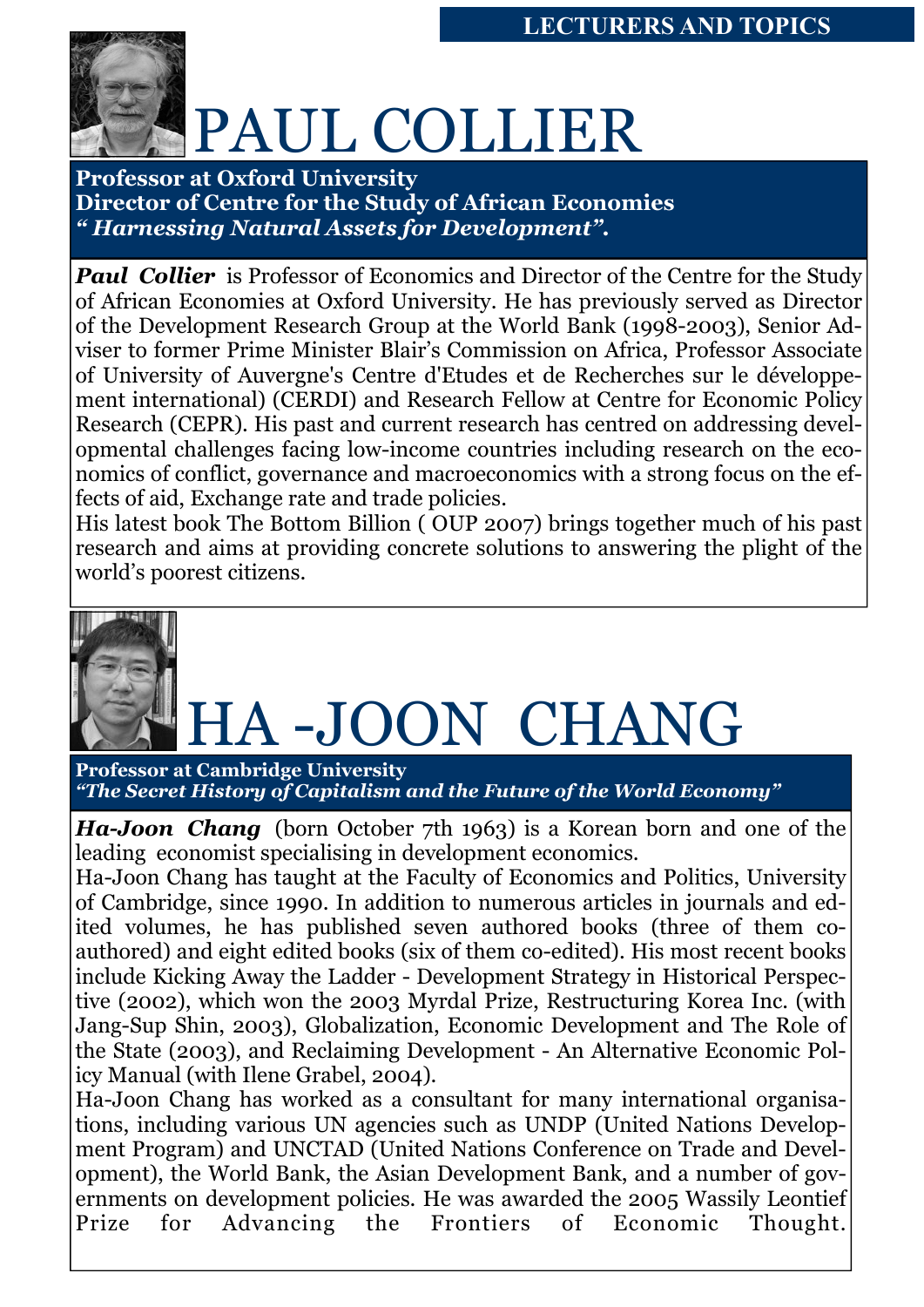## LECTURERS AND TOPICS

# PAUL COLLIER

**Professor at Oxford University**
**Director of Centre for the Study of African Economies**
***" Harnessing Natural Assets for Development".***

***Paul Collier*** is Professor of Economics and Director of the Centre for the Study of African Economies at Oxford University. He has previously served as Director of the Development Research Group at the World Bank (1998-2003), Senior Adviser to former Prime Minister Blair's Commission on Africa, Professor Associate of University of Auvergne's Centre d'Etudes et de Recherches sur le développement international) (CERDI) and Research Fellow at Centre for Economic Policy Research (CEPR). His past and current research has centred on addressing developmental challenges facing low-income countries including research on the economics of conflict, governance and macroeconomics with a strong focus on the effects of aid, Exchange rate and trade policies.

His latest book The Bottom Billion ( OUP 2007) brings together much of his past research and aims at providing concrete solutions to answering the plight of the world's poorest citizens.

# HA -JOON CHANG

**Professor at Cambridge University**
***"The Secret History of Capitalism and the Future of the World Economy"***

***Ha-Joon Chang*** (born October 7th 1963) is a Korean born and one of the leading economist specialising in development economics.

Ha-Joon Chang has taught at the Faculty of Economics and Politics, University of Cambridge, since 1990. In addition to numerous articles in journals and edited volumes, he has published seven authored books (three of them co-authored) and eight edited books (six of them co-edited). His most recent books include Kicking Away the Ladder - Development Strategy in Historical Perspective (2002), which won the 2003 Myrdal Prize, Restructuring Korea Inc. (with Jang-Sup Shin, 2003), Globalization, Economic Development and The Role of the State (2003), and Reclaiming Development - An Alternative Economic Policy Manual (with Ilene Grabel, 2004).

Ha-Joon Chang has worked as a consultant for many international organisations, including various UN agencies such as UNDP (United Nations Development Program) and UNCTAD (United Nations Conference on Trade and Development), the World Bank, the Asian Development Bank, and a number of governments on development policies. He was awarded the 2005 Wassily Leontief Prize for Advancing the Frontiers of Economic Thought.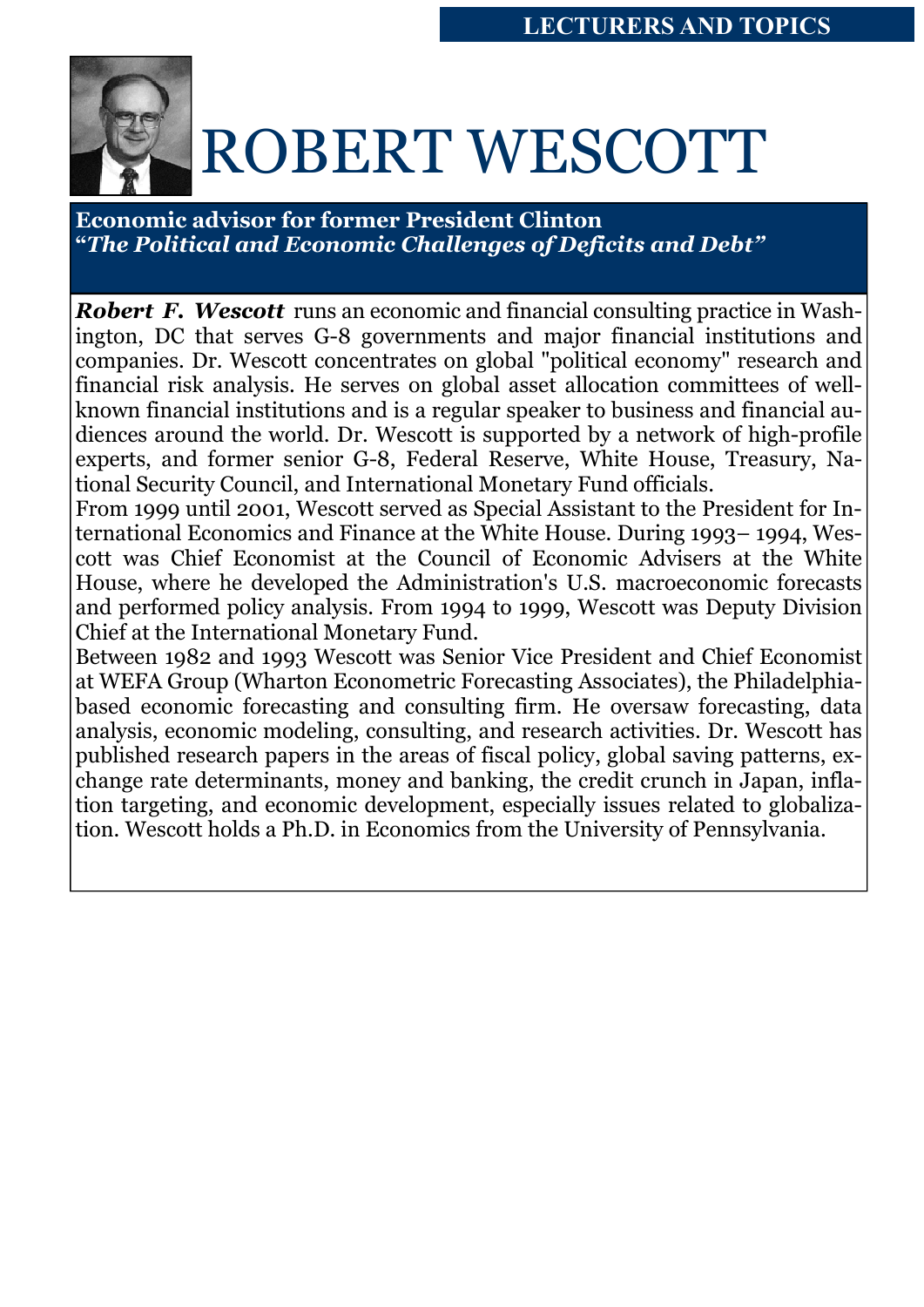# ROBERT WESCOTT

**Economic advisor for former President Clinton**
**"*The Political and Economic Challenges of Deficits and Debt*"**

***Robert F. Wescott*** runs an economic and financial consulting practice in Washington, DC that serves G-8 governments and major financial institutions and companies. Dr. Wescott concentrates on global "political economy" research and financial risk analysis. He serves on global asset allocation committees of well-known financial institutions and is a regular speaker to business and financial audiences around the world. Dr. Wescott is supported by a network of high-profile experts, and former senior G-8, Federal Reserve, White House, Treasury, National Security Council, and International Monetary Fund officials.

From 1999 until 2001, Wescott served as Special Assistant to the President for International Economics and Finance at the White House. During 1993– 1994, Wescott was Chief Economist at the Council of Economic Advisers at the White House, where he developed the Administration's U.S. macroeconomic forecasts and performed policy analysis. From 1994 to 1999, Wescott was Deputy Division Chief at the International Monetary Fund.

Between 1982 and 1993 Wescott was Senior Vice President and Chief Economist at WEFA Group (Wharton Econometric Forecasting Associates), the Philadelphia-based economic forecasting and consulting firm. He oversaw forecasting, data analysis, economic modeling, consulting, and research activities. Dr. Wescott has published research papers in the areas of fiscal policy, global saving patterns, exchange rate determinants, money and banking, the credit crunch in Japan, inflation targeting, and economic development, especially issues related to globalization. Wescott holds a Ph.D. in Economics from the University of Pennsylvania.